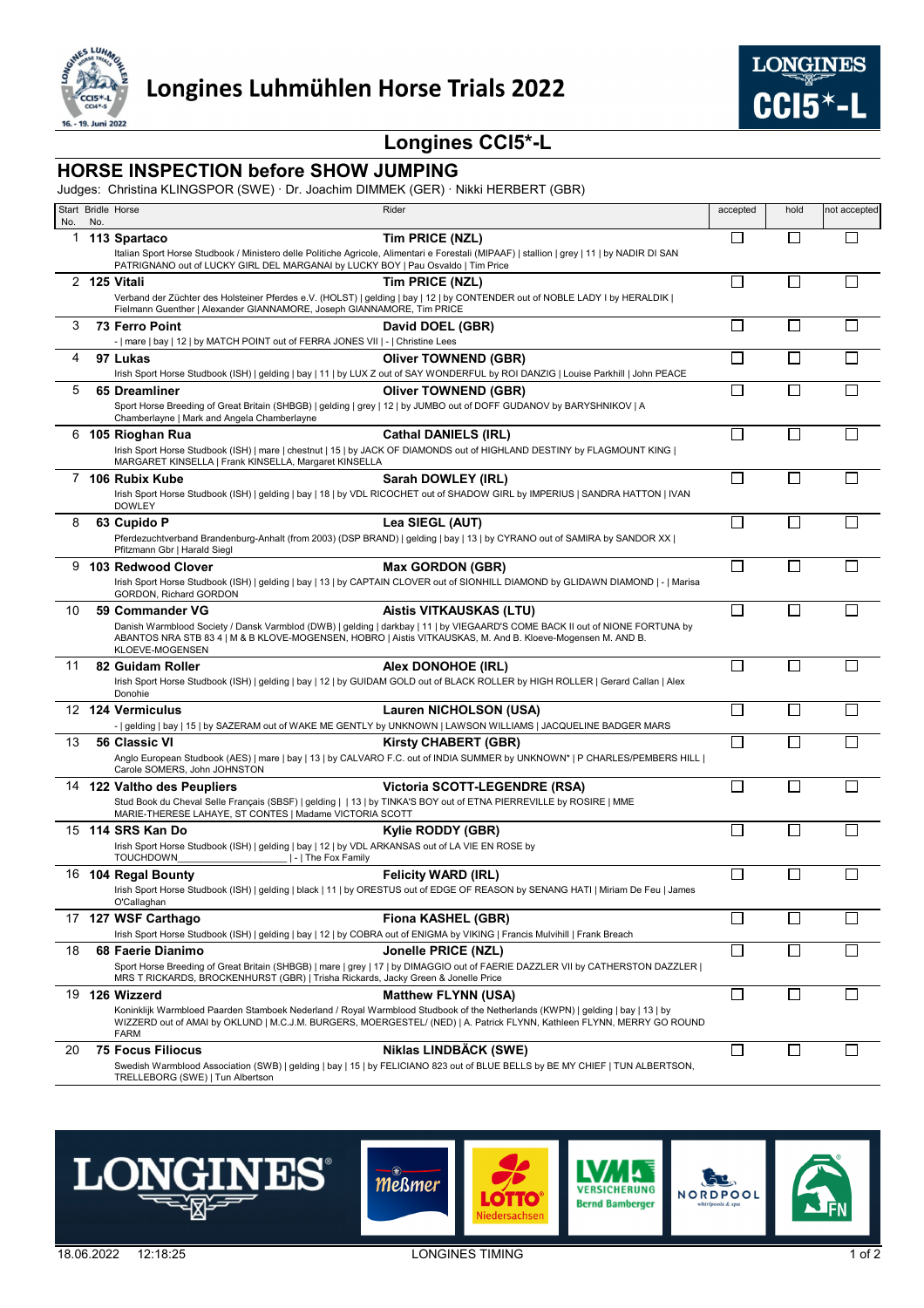# Longines Luhmühlen Horse Trials 2022

## Longines CCI5*-L

### HORSE INSPECTION before SHOW JUMPING

Judges: Christina KLINGSPOR (SWE) · Dr. Joachim DIMMEK (GER) · Nikki HERBERT (GBR)

| Start No. | Bridle No. | Horse | Rider | accepted | hold | not accepted |
|---|---|---|---|---|---|---|
| 1 | 113 | **Spartaco**<br>Italian Sport Horse Studbook / Ministero delle Politiche Agricole, Alimentari e Forestali (MIPAAF) \| stallion \| grey \| 11 \| by NADIR DI SAN PATRIGNANO out of LUCKY GIRL DEL MARGANAI by LUCKY BOY \| Pau Osvaldo \| Tim Price | **Tim PRICE (NZL)** | ☐ | ☐ | ☐ |
| 2 | 125 | **Vitali**<br>Verband der Züchter des Holsteiner Pferdes e.V. (HOLST) \| gelding \| bay \| 12 \| by CONTENDER out of NOBLE LADY I by HERALDIK \| Fielmann Guenther \| Alexander GIANNAMORE, Joseph GIANNAMORE, Tim PRICE | **Tim PRICE (NZL)** | ☐ | ☐ | ☐ |
| 3 | 73 | **Ferro Point**<br>- \| mare \| bay \| 12 \| by MATCH POINT out of FERRA JONES VII \| - \| Christine Lees | **David DOEL (GBR)** | ☐ | ☐ | ☐ |
| 4 | 97 | **Lukas**<br>Irish Sport Horse Studbook (ISH) \| gelding \| bay \| 11 \| by LUX Z out of SAY WONDERFUL by ROI DANZIG \| Louise Parkhill \| John PEACE | **Oliver TOWNEND (GBR)** | ☐ | ☐ | ☐ |
| 5 | 65 | **Dreamliner**<br>Sport Horse Breeding of Great Britain (SHBGB) \| gelding \| grey \| 12 \| by JUMBO out of DOFF GUDANOV by BARYSHNIKOV \| A Chamberlayne \| Mark and Angela Chamberlayne | **Oliver TOWNEND (GBR)** | ☐ | ☐ | ☐ |
| 6 | 105 | **Rioghan Rua**<br>Irish Sport Horse Studbook (ISH) \| mare \| chestnut \| 15 \| by JACK OF DIAMONDS out of HIGHLAND DESTINY by FLAGMOUNT KING \| MARGARET KINSELLA \| Frank KINSELLA, Margaret KINSELLA | **Cathal DANIELS (IRL)** | ☐ | ☐ | ☐ |
| 7 | 106 | **Rubix Kube**<br>Irish Sport Horse Studbook (ISH) \| gelding \| bay \| 18 \| by VDL RICOCHET out of SHADOW GIRL by IMPERIUS \| SANDRA HATTON \| IVAN DOWLEY | **Sarah DOWLEY (IRL)** | ☐ | ☐ | ☐ |
| 8 | 63 | **Cupido P**<br>Pferdezuchtverband Brandenburg-Anhalt (from 2003) (DSP BRAND) \| gelding \| bay \| 13 \| by CYRANO out of SAMIRA by SANDOR XX \| Pfitzmann Gbr \| Harald Siegl | **Lea SIEGL (AUT)** | ☐ | ☐ | ☐ |
| 9 | 103 | **Redwood Clover**<br>Irish Sport Horse Studbook (ISH) \| gelding \| bay \| 13 \| by CAPTAIN CLOVER out of SIONHILL DIAMOND by GLIDAWN DIAMOND \| - \| Marisa GORDON, Richard GORDON | **Max GORDON (GBR)** | ☐ | ☐ | ☐ |
| 10 | 59 | **Commander VG**<br>Danish Warmblood Society / Dansk Varmblod (DWB) \| gelding \| darkbay \| 11 \| by VIEGAARD'S COME BACK II out of NIONE FORTUNA by ABANTOS NRA STB 83 4 \| M & B KLOVE-MOGENSEN, HOBRO \| Aistis VITKAUSKAS, M. And B. Kloeve-Mogensen M. AND B. KLOEVE-MOGENSEN | **Aistis VITKAUSKAS (LTU)** | ☐ | ☐ | ☐ |
| 11 | 82 | **Guidam Roller**<br>Irish Sport Horse Studbook (ISH) \| gelding \| bay \| 12 \| by GUIDAM GOLD out of BLACK ROLLER by HIGH ROLLER \| Gerard Callan \| Alex Donohie | **Alex DONOHOE (IRL)** | ☐ | ☐ | ☐ |
| 12 | 124 | **Vermiculus**<br>- \| gelding \| bay \| 15 \| by SAZERAM out of WAKE ME GENTLY by UNKNOWN \| LAWSON WILLIAMS \| JACQUELINE BADGER MARS | **Lauren NICHOLSON (USA)** | ☐ | ☐ | ☐ |
| 13 | 56 | **Classic VI**<br>Anglo European Studbook (AES) \| mare \| bay \| 13 \| by CALVARO F.C. out of INDIA SUMMER by UNKNOWN* \| P CHARLES/PEMBERS HILL \| Carole SOMERS, John JOHNSTON | **Kirsty CHABERT (GBR)** | ☐ | ☐ | ☐ |
| 14 | 122 | **Valtho des Peupliers**<br>Stud Book du Cheval Selle Français (SBSF) \| gelding \| \| 13 \| by TINKA'S BOY out of ETNA PIERREVILLE by ROSIRE \| MME MARIE-THERESE LAHAYE, ST CONTES \| Madame VICTORIA SCOTT | **Victoria SCOTT-LEGENDRE (RSA)** | ☐ | ☐ | ☐ |
| 15 | 114 | **SRS Kan Do**<br>Irish Sport Horse Studbook (ISH) \| gelding \| bay \| 12 \| by VDL ARKANSAS out of LA VIE EN ROSE by TOUCHDOWN____________________ \| - \| The Fox Family | **Kylie RODDY (GBR)** | ☐ | ☐ | ☐ |
| 16 | 104 | **Regal Bounty**<br>Irish Sport Horse Studbook (ISH) \| gelding \| black \| 11 \| by ORESTUS out of EDGE OF REASON by SENANG HATI \| Miriam De Feu \| James O'Callaghan | **Felicity WARD (IRL)** | ☐ | ☐ | ☐ |
| 17 | 127 | **WSF Carthago**<br>Irish Sport Horse Studbook (ISH) \| gelding \| bay \| 12 \| by COBRA out of ENIGMA by VIKING \| Francis Mulvihill \| Frank Breach | **Fiona KASHEL (GBR)** | ☐ | ☐ | ☐ |
| 18 | 68 | **Faerie Dianimo**<br>Sport Horse Breeding of Great Britain (SHBGB) \| mare \| grey \| 17 \| by DIMAGGIO out of FAERIE DAZZLER VII by CATHERSTON DAZZLER \| MRS T RICKARDS, BROCKENHURST (GBR) \| Trisha Rickards, Jacky Green & Jonelle Price | **Jonelle PRICE (NZL)** | ☐ | ☐ | ☐ |
| 19 | 126 | **Wizzerd**<br>Koninklijk Warmbloed Paarden Stamboek Nederland / Royal Warmblood Studbook of the Netherlands (KWPN) \| gelding \| bay \| 13 \| by WIZZERD out of AMAI by OKLUND \| M.C.J.M. BURGERS, MOERGESTEL/ (NED) \| A. Patrick FLYNN, Kathleen FLYNN, MERRY GO ROUND FARM | **Matthew FLYNN (USA)** | ☐ | ☐ | ☐ |
| 20 | 75 | **Focus Filiocus**<br>Swedish Warmblood Association (SWB) \| gelding \| bay \| 15 \| by FELICIANO 823 out of BLUE BELLS by BE MY CHIEF \| TUN ALBERTSON, TRELLEBORG (SWE) \| Tun Albertson | **Niklas LINDBÄCK (SWE)** | ☐ | ☐ | ☐ |

18.06.2022 12:18:25 LONGINES TIMING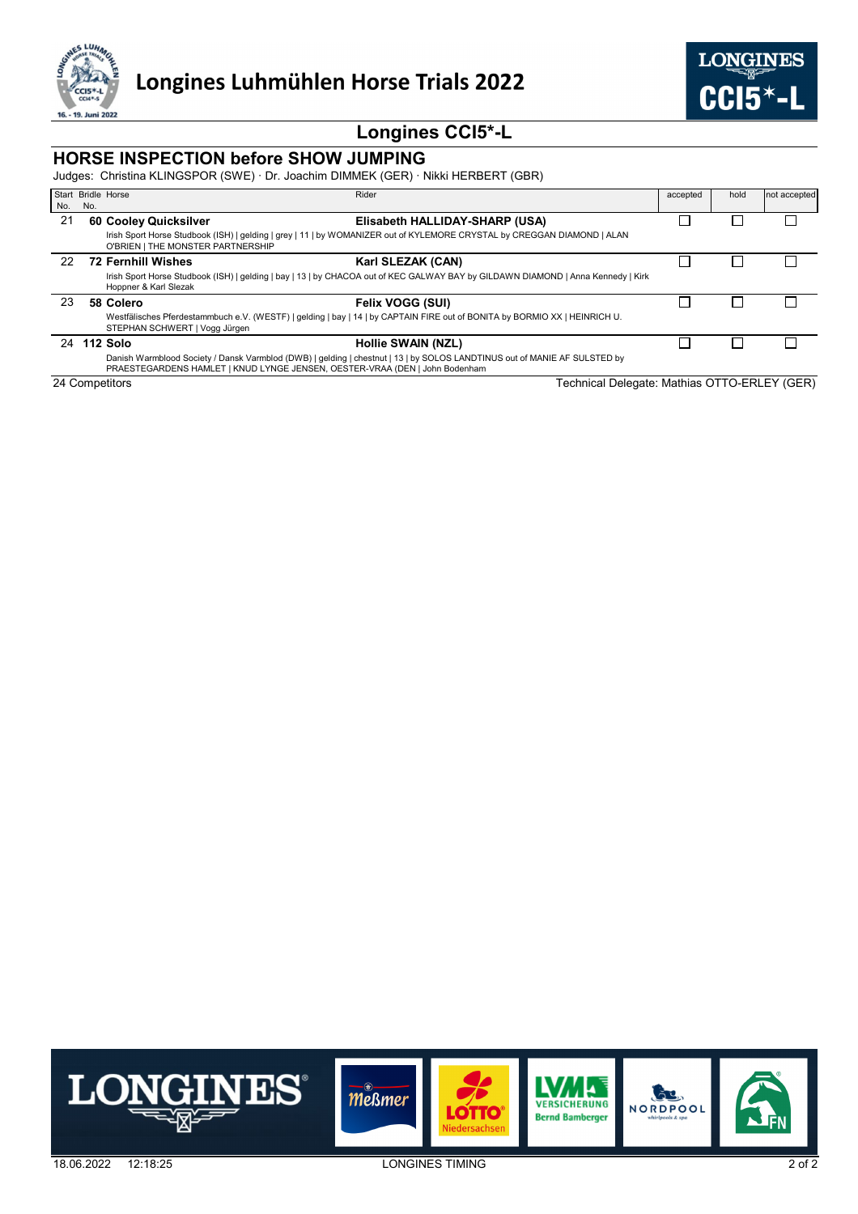# Longines Luhmühlen Horse Trials 2022

## Longines CCI5*-L

### HORSE INSPECTION before SHOW JUMPING

Judges: Christina KLINGSPOR (SWE) · Dr. Joachim DIMMEK (GER) · Nikki HERBERT (GBR)

| Start No. | Bridle No. | Horse | Rider | accepted | hold | not accepted |
|---|---|---|---|---|---|---|
| 21 | 60 | **Cooley Quicksilver**<br>Irish Sport Horse Studbook (ISH) \| gelding \| grey \| 11 \| by WOMANIZER out of KYLEMORE CRYSTAL by CREGGAN DIAMOND \| ALAN O'BRIEN \| THE MONSTER PARTNERSHIP | **Elisabeth HALLIDAY-SHARP (USA)** | ☐ | ☐ | ☐ |
| 22 | 72 | **Fernhill Wishes**<br>Irish Sport Horse Studbook (ISH) \| gelding \| bay \| 13 \| by CHACOA out of KEC GALWAY BAY by GILDAWN DIAMOND \| Anna Kennedy \| Kirk Hoppner & Karl Slezak | **Karl SLEZAK (CAN)** | ☐ | ☐ | ☐ |
| 23 | 58 | **Colero**<br>Westfälisches Pferdestammbuch e.V. (WESTF) \| gelding \| bay \| 14 \| by CAPTAIN FIRE out of BONITA by BORMIO XX \| HEINRICH U. STEPHAN SCHWERT \| Vogg Jürgen | **Felix VOGG (SUI)** | ☐ | ☐ | ☐ |
| 24 | 112 | **Solo**<br>Danish Warmblood Society / Dansk Varmblod (DWB) \| gelding \| chestnut \| 13 \| by SOLOS LANDTINUS out of MANIE AF SULSTED by PRAESTEGARDENS HAMLET \| KNUD LYNGE JENSEN, OESTER-VRAA (DEN \| John Bodenham | **Hollie SWAIN (NZL)** | ☐ | ☐ | ☐ |

24 Competitors

Technical Delegate: Mathias OTTO-ERLEY (GER)

18.06.2022 12:18:25 LONGINES TIMING